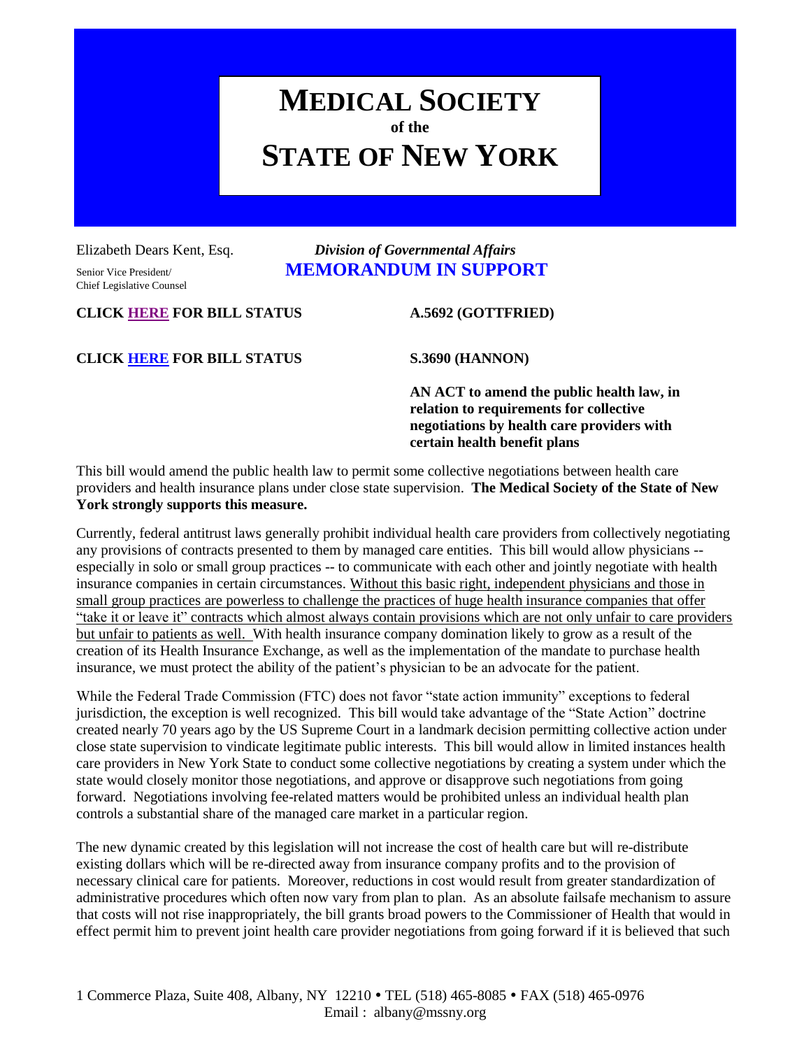# MEDICAL SOCIETY
**of the**
# STATE OF NEW YORK

Elizabeth Dears Kent, Esq.
Senior Vice President/
Chief Legislative Counsel

*Division of Governmental Affairs*
**MEMORANDUM IN SUPPORT**

**CLICK HERE FOR BILL STATUS** **A.5692 (GOTTFRIED)**

**CLICK HERE FOR BILL STATUS** **S.3690 (HANNON)**

**AN ACT to amend the public health law, in relation to requirements for collective negotiations by health care providers with certain health benefit plans**

This bill would amend the public health law to permit some collective negotiations between health care providers and health insurance plans under close state supervision. **The Medical Society of the State of New York strongly supports this measure.**

Currently, federal antitrust laws generally prohibit individual health care providers from collectively negotiating any provisions of contracts presented to them by managed care entities. This bill would allow physicians -- especially in solo or small group practices -- to communicate with each other and jointly negotiate with health insurance companies in certain circumstances. <u>Without this basic right, independent physicians and those in small group practices are powerless to challenge the practices of huge health insurance companies that offer "take it or leave it" contracts which almost always contain provisions which are not only unfair to care providers but unfair to patients as well.</u> With health insurance company domination likely to grow as a result of the creation of its Health Insurance Exchange, as well as the implementation of the mandate to purchase health insurance, we must protect the ability of the patient's physician to be an advocate for the patient.

While the Federal Trade Commission (FTC) does not favor "state action immunity" exceptions to federal jurisdiction, the exception is well recognized. This bill would take advantage of the "State Action" doctrine created nearly 70 years ago by the US Supreme Court in a landmark decision permitting collective action under close state supervision to vindicate legitimate public interests. This bill would allow in limited instances health care providers in New York State to conduct some collective negotiations by creating a system under which the state would closely monitor those negotiations, and approve or disapprove such negotiations from going forward. Negotiations involving fee-related matters would be prohibited unless an individual health plan controls a substantial share of the managed care market in a particular region.

The new dynamic created by this legislation will not increase the cost of health care but will re-distribute existing dollars which will be re-directed away from insurance company profits and to the provision of necessary clinical care for patients. Moreover, reductions in cost would result from greater standardization of administrative procedures which often now vary from plan to plan. As an absolute failsafe mechanism to assure that costs will not rise inappropriately, the bill grants broad powers to the Commissioner of Health that would in effect permit him to prevent joint health care provider negotiations from going forward if it is believed that such

1 Commerce Plaza, Suite 408, Albany, NY 12210 • TEL (518) 465-8085 • FAX (518) 465-0976
Email : albany@mssny.org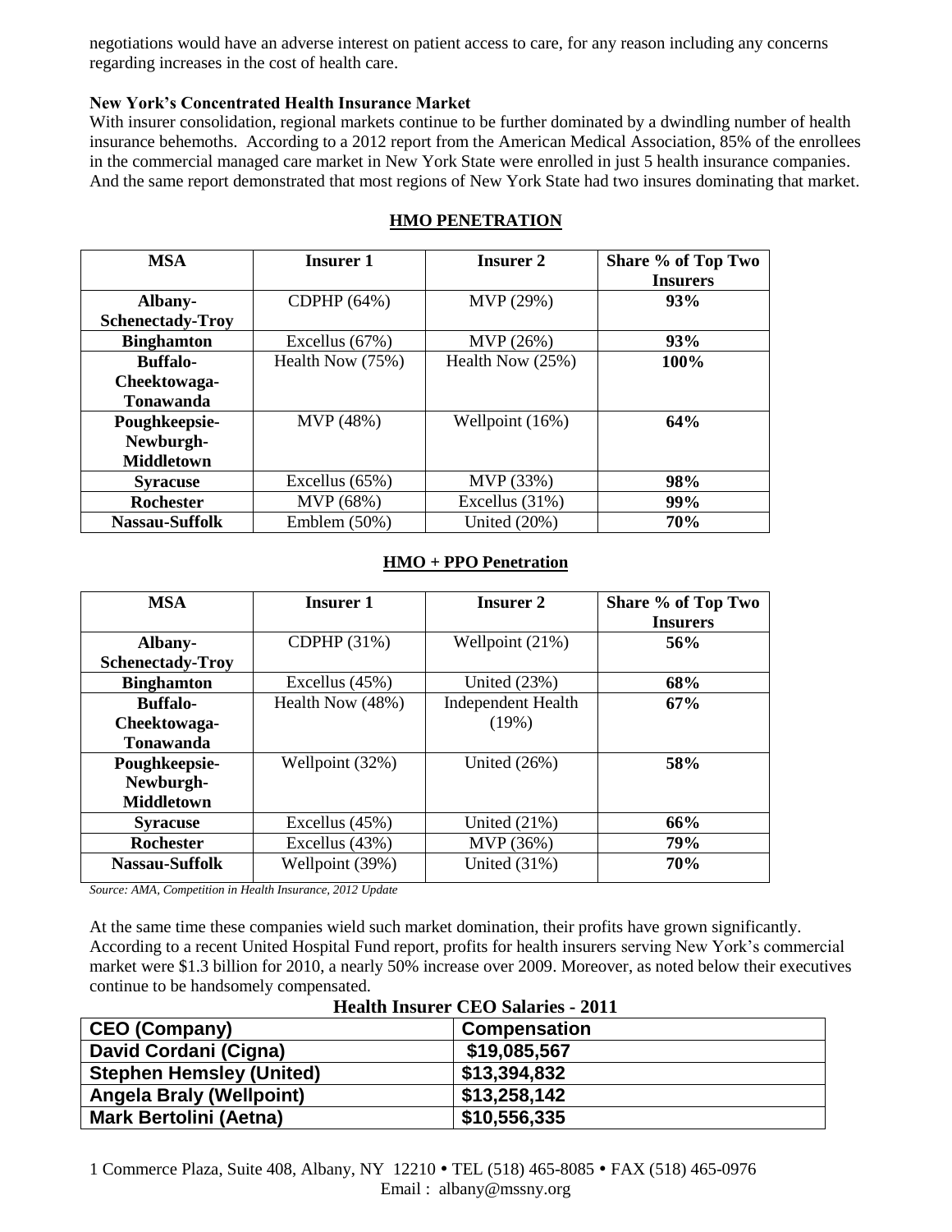negotiations would have an adverse interest on patient access to care, for any reason including any concerns regarding increases in the cost of health care.

**New York's Concentrated Health Insurance Market**

With insurer consolidation, regional markets continue to be further dominated by a dwindling number of health insurance behemoths. According to a 2012 report from the American Medical Association, 85% of the enrollees in the commercial managed care market in New York State were enrolled in just 5 health insurance companies. And the same report demonstrated that most regions of New York State had two insures dominating that market.

**HMO PENETRATION**

| MSA | Insurer 1 | Insurer 2 | Share % of Top Two Insurers |
|---|---|---|---|
| **Albany-Schenectady-Troy** | CDPHP (64%) | MVP (29%) | **93%** |
| **Binghamton** | Excellus (67%) | MVP (26%) | **93%** |
| **Buffalo-Cheektowaga-Tonawanda** | Health Now (75%) | Health Now (25%) | **100%** |
| **Poughkeepsie-Newburgh-Middletown** | MVP (48%) | Wellpoint (16%) | **64%** |
| **Syracuse** | Excellus (65%) | MVP (33%) | **98%** |
| **Rochester** | MVP (68%) | Excellus (31%) | **99%** |
| **Nassau-Suffolk** | Emblem (50%) | United (20%) | **70%** |

**HMO + PPO Penetration**

| MSA | Insurer 1 | Insurer 2 | Share % of Top Two Insurers |
|---|---|---|---|
| **Albany-Schenectady-Troy** | CDPHP (31%) | Wellpoint (21%) | **56%** |
| **Binghamton** | Excellus (45%) | United (23%) | **68%** |
| **Buffalo-Cheektowaga-Tonawanda** | Health Now (48%) | Independent Health (19%) | **67%** |
| **Poughkeepsie-Newburgh-Middletown** | Wellpoint (32%) | United (26%) | **58%** |
| **Syracuse** | Excellus (45%) | United (21%) | **66%** |
| **Rochester** | Excellus (43%) | MVP (36%) | **79%** |
| **Nassau-Suffolk** | Wellpoint (39%) | United (31%) | **70%** |

*Source: AMA, Competition in Health Insurance, 2012 Update*

At the same time these companies wield such market domination, their profits have grown significantly. According to a recent United Hospital Fund report, profits for health insurers serving New York's commercial market were $1.3 billion for 2010, a nearly 50% increase over 2009. Moreover, as noted below their executives continue to be handsomely compensated.

**Health Insurer CEO Salaries - 2011**

| CEO (Company) | Compensation |
|---|---|
| **David Cordani (Cigna)** | **$19,085,567** |
| **Stephen Hemsley (United)** | **$13,394,832** |
| **Angela Braly (Wellpoint)** | **$13,258,142** |
| **Mark Bertolini (Aetna)** | **$10,556,335** |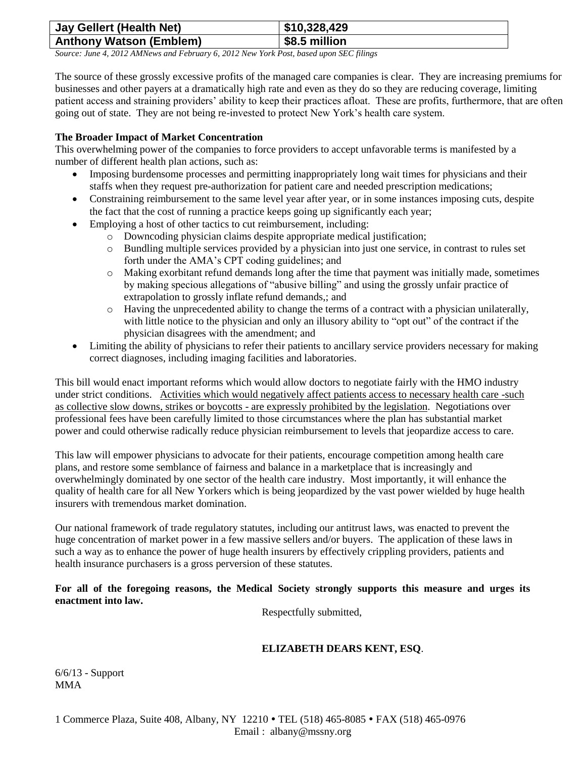| | |
|---|---|
| **Jay Gellert (Health Net)** | **$10,328,429** |
| **Anthony Watson (Emblem)** | **$8.5 million** |

*Source: June 4, 2012 AMNews and February 6, 2012 New York Post, based upon SEC filings*

The source of these grossly excessive profits of the managed care companies is clear. They are increasing premiums for businesses and other payers at a dramatically high rate and even as they do so they are reducing coverage, limiting patient access and straining providers' ability to keep their practices afloat. These are profits, furthermore, that are often going out of state. They are not being re-invested to protect New York's health care system.

**The Broader Impact of Market Concentration**

This overwhelming power of the companies to force providers to accept unfavorable terms is manifested by a number of different health plan actions, such as:

- Imposing burdensome processes and permitting inappropriately long wait times for physicians and their staffs when they request pre-authorization for patient care and needed prescription medications;
- Constraining reimbursement to the same level year after year, or in some instances imposing cuts, despite the fact that the cost of running a practice keeps going up significantly each year;
- Employing a host of other tactics to cut reimbursement, including:
    - Downcoding physician claims despite appropriate medical justification;
    - Bundling multiple services provided by a physician into just one service, in contrast to rules set forth under the AMA's CPT coding guidelines; and
    - Making exorbitant refund demands long after the time that payment was initially made, sometimes by making specious allegations of "abusive billing" and using the grossly unfair practice of extrapolation to grossly inflate refund demands,; and
    - Having the unprecedented ability to change the terms of a contract with a physician unilaterally, with little notice to the physician and only an illusory ability to "opt out" of the contract if the physician disagrees with the amendment; and
- Limiting the ability of physicians to refer their patients to ancillary service providers necessary for making correct diagnoses, including imaging facilities and laboratories.

This bill would enact important reforms which would allow doctors to negotiate fairly with the HMO industry under strict conditions. <u>Activities which would negatively affect patients access to necessary health care -such as collective slow downs, strikes or boycotts - are expressly prohibited by the legislation</u>. Negotiations over professional fees have been carefully limited to those circumstances where the plan has substantial market power and could otherwise radically reduce physician reimbursement to levels that jeopardize access to care.

This law will empower physicians to advocate for their patients, encourage competition among health care plans, and restore some semblance of fairness and balance in a marketplace that is increasingly and overwhelmingly dominated by one sector of the health care industry. Most importantly, it will enhance the quality of health care for all New Yorkers which is being jeopardized by the vast power wielded by huge health insurers with tremendous market domination.

Our national framework of trade regulatory statutes, including our antitrust laws, was enacted to prevent the huge concentration of market power in a few massive sellers and/or buyers. The application of these laws in such a way as to enhance the power of huge health insurers by effectively crippling providers, patients and health insurance purchasers is a gross perversion of these statutes.

**For all of the foregoing reasons, the Medical Society strongly supports this measure and urges its enactment into law.**

Respectfully submitted,

**ELIZABETH DEARS KENT, ESQ**.

6/6/13 - Support
MMA

1 Commerce Plaza, Suite 408, Albany, NY 12210 • TEL (518) 465-8085 • FAX (518) 465-0976
Email : albany@mssny.org